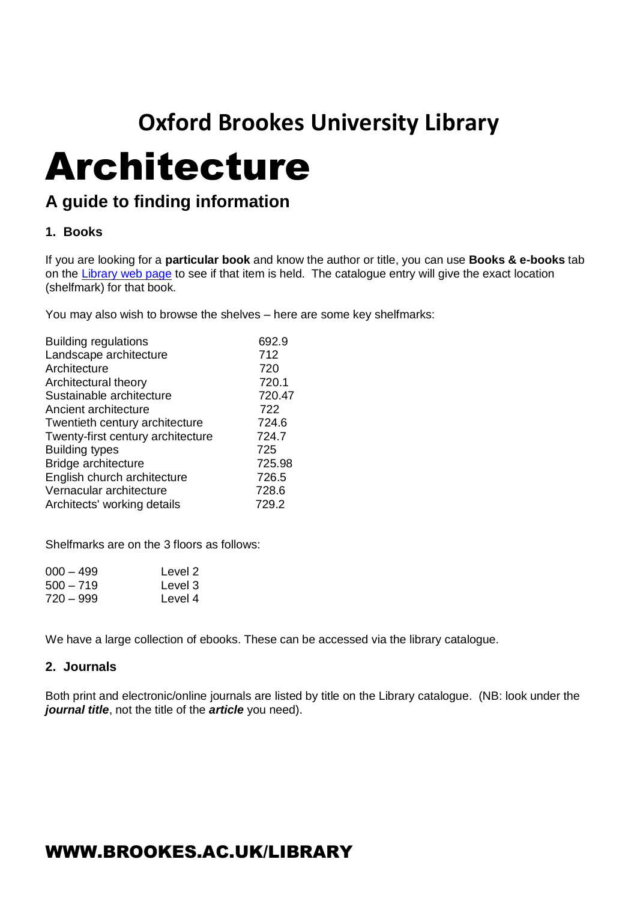## Oxford Brookes University Library

# Architecture

## A guide to finding information

### 1. Books

If you are looking for a **particular book** and know the author or title, you can use **Books & e-books** tab on the Library web page to see if that item is held. The catalogue entry will give the exact location (shelfmark) for that book.

You may also wish to browse the shelves – here are some key shelfmarks:

| | |
|---|---|
| Building regulations | 692.9 |
| Landscape architecture | 712 |
| Architecture | 720 |
| Architectural theory | 720.1 |
| Sustainable architecture | 720.47 |
| Ancient architecture | 722 |
| Twentieth century architecture | 724.6 |
| Twenty-first century architecture | 724.7 |
| Building types | 725 |
| Bridge architecture | 725.98 |
| English church architecture | 726.5 |
| Vernacular architecture | 728.6 |
| Architects' working details | 729.2 |

Shelfmarks are on the 3 floors as follows:

| | |
|---|---|
| 000 – 499 | Level 2 |
| 500 – 719 | Level 3 |
| 720 – 999 | Level 4 |

We have a large collection of ebooks. These can be accessed via the library catalogue.

### 2. Journals

Both print and electronic/online journals are listed by title on the Library catalogue. (NB: look under the ***journal title***, not the title of the ***article*** you need).

**WWW.BROOKES.AC.UK/LIBRARY**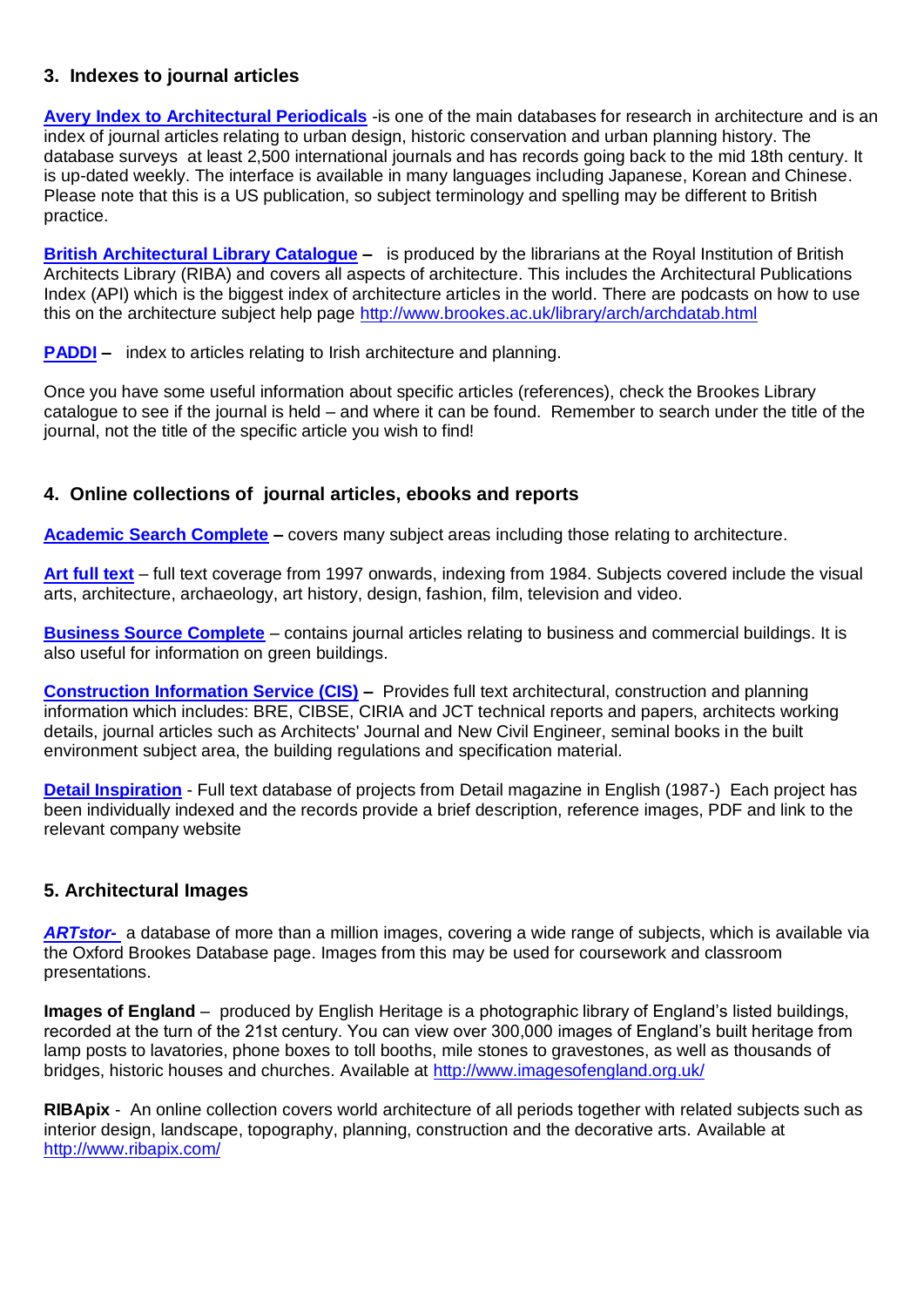## 3. Indexes to journal articles

**Avery Index to Architectural Periodicals** -is one of the main databases for research in architecture and is an index of journal articles relating to urban design, historic conservation and urban planning history. The database surveys at least 2,500 international journals and has records going back to the mid 18th century. It is up-dated weekly. The interface is available in many languages including Japanese, Korean and Chinese. Please note that this is a US publication, so subject terminology and spelling may be different to British practice.

**British Architectural Library Catalogue –** is produced by the librarians at the Royal Institution of British Architects Library (RIBA) and covers all aspects of architecture. This includes the Architectural Publications Index (API) which is the biggest index of architecture articles in the world. There are podcasts on how to use this on the architecture subject help page http://www.brookes.ac.uk/library/arch/archdatab.html

**PADDI –** index to articles relating to Irish architecture and planning.

Once you have some useful information about specific articles (references), check the Brookes Library catalogue to see if the journal is held – and where it can be found. Remember to search under the title of the journal, not the title of the specific article you wish to find!

## 4. Online collections of journal articles, ebooks and reports

**Academic Search Complete –** covers many subject areas including those relating to architecture.

**Art full text** – full text coverage from 1997 onwards, indexing from 1984. Subjects covered include the visual arts, architecture, archaeology, art history, design, fashion, film, television and video.

**Business Source Complete** – contains journal articles relating to business and commercial buildings. It is also useful for information on green buildings.

**Construction Information Service (CIS) –** Provides full text architectural, construction and planning information which includes: BRE, CIBSE, CIRIA and JCT technical reports and papers, architects working details, journal articles such as Architects' Journal and New Civil Engineer, seminal books in the built environment subject area, the building regulations and specification material.

**Detail Inspiration** - Full text database of projects from Detail magazine in English (1987-) Each project has been individually indexed and the records provide a brief description, reference images, PDF and link to the relevant company website

## 5. Architectural Images

***ARTstor-*** a database of more than a million images, covering a wide range of subjects, which is available via the Oxford Brookes Database page. Images from this may be used for coursework and classroom presentations.

**Images of England** – produced by English Heritage is a photographic library of England's listed buildings, recorded at the turn of the 21st century. You can view over 300,000 images of England's built heritage from lamp posts to lavatories, phone boxes to toll booths, mile stones to gravestones, as well as thousands of bridges, historic houses and churches. Available at http://www.imagesofengland.org.uk/

**RIBApix** - An online collection covers world architecture of all periods together with related subjects such as interior design, landscape, topography, planning, construction and the decorative arts. Available at http://www.ribapix.com/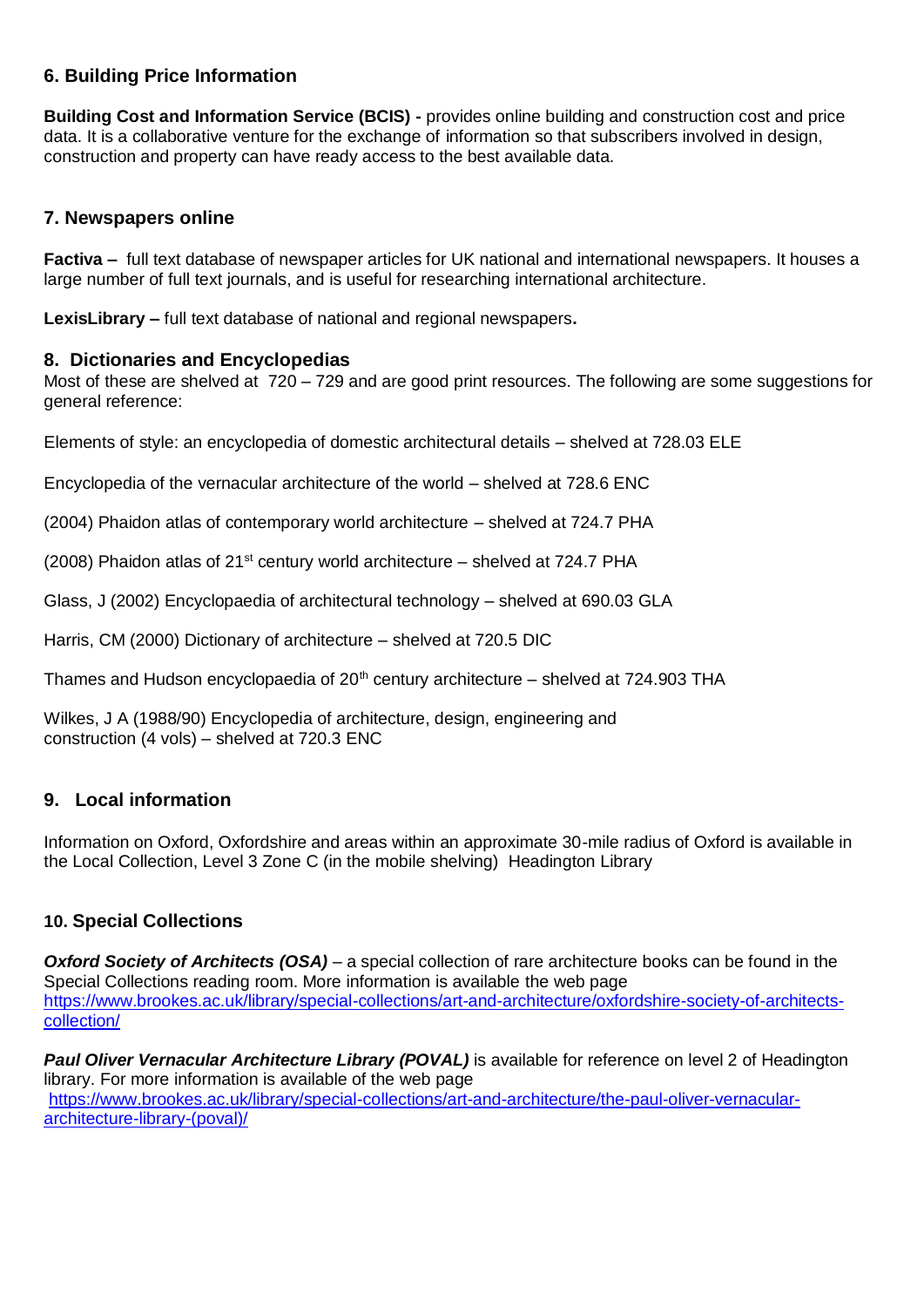## 6. Building Price Information

**Building Cost and Information Service (BCIS) -** provides online building and construction cost and price data. It is a collaborative venture for the exchange of information so that subscribers involved in design, construction and property can have ready access to the best available data.

## 7. Newspapers online

**Factiva –** full text database of newspaper articles for UK national and international newspapers. It houses a large number of full text journals, and is useful for researching international architecture.

**LexisLibrary –** full text database of national and regional newspapers**.**

## 8. Dictionaries and Encyclopedias

Most of these are shelved at 720 – 729 and are good print resources. The following are some suggestions for general reference:

Elements of style: an encyclopedia of domestic architectural details – shelved at 728.03 ELE

Encyclopedia of the vernacular architecture of the world – shelved at 728.6 ENC

(2004) Phaidon atlas of contemporary world architecture – shelved at 724.7 PHA

(2008) Phaidon atlas of 21st century world architecture – shelved at 724.7 PHA

Glass, J (2002) Encyclopaedia of architectural technology – shelved at 690.03 GLA

Harris, CM (2000) Dictionary of architecture – shelved at 720.5 DIC

Thames and Hudson encyclopaedia of 20th century architecture – shelved at 724.903 THA

Wilkes, J A (1988/90) Encyclopedia of architecture, design, engineering and construction (4 vols) – shelved at 720.3 ENC

## 9. Local information

Information on Oxford, Oxfordshire and areas within an approximate 30-mile radius of Oxford is available in the Local Collection, Level 3 Zone C (in the mobile shelving) Headington Library

## 10. Special Collections

***Oxford Society of Architects (OSA)*** – a special collection of rare architecture books can be found in the Special Collections reading room. More information is available the web page
https://www.brookes.ac.uk/library/special-collections/art-and-architecture/oxfordshire-society-of-architects-collection/

***Paul Oliver Vernacular Architecture Library (POVAL)*** is available for reference on level 2 of Headington library. For more information is available of the web page
https://www.brookes.ac.uk/library/special-collections/art-and-architecture/the-paul-oliver-vernacular-architecture-library-(poval)/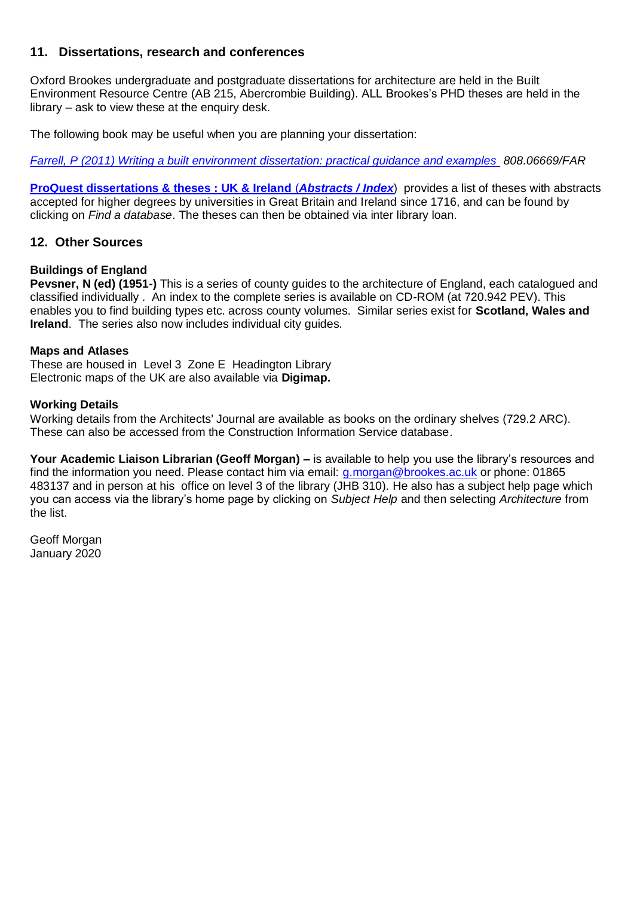## 11. Dissertations, research and conferences

Oxford Brookes undergraduate and postgraduate dissertations for architecture are held in the Built Environment Resource Centre (AB 215, Abercrombie Building). ALL Brookes's PHD theses are held in the library – ask to view these at the enquiry desk.

The following book may be useful when you are planning your dissertation:

*Farrell, P (2011) Writing a built environment dissertation: practical guidance and examples 808.06669/FAR*

**ProQuest dissertations & theses : UK & Ireland** (***Abstracts / Index***) provides a list of theses with abstracts accepted for higher degrees by universities in Great Britain and Ireland since 1716, and can be found by clicking on *Find a database*. The theses can then be obtained via inter library loan.

## 12. Other Sources

**Buildings of England**
**Pevsner, N (ed) (1951-)** This is a series of county guides to the architecture of England, each catalogued and classified individually . An index to the complete series is available on CD-ROM (at 720.942 PEV). This enables you to find building types etc. across county volumes. Similar series exist for **Scotland, Wales and Ireland**. The series also now includes individual city guides.

**Maps and Atlases**
These are housed in Level 3 Zone E Headington Library
Electronic maps of the UK are also available via **Digimap.**

**Working Details**
Working details from the Architects' Journal are available as books on the ordinary shelves (729.2 ARC). These can also be accessed from the Construction Information Service database.

**Your Academic Liaison Librarian (Geoff Morgan) –** is available to help you use the library's resources and find the information you need. Please contact him via email: g.morgan@brookes.ac.uk or phone: 01865 483137 and in person at his office on level 3 of the library (JHB 310). He also has a subject help page which you can access via the library's home page by clicking on *Subject Help* and then selecting *Architecture* from the list.

Geoff Morgan
January 2020